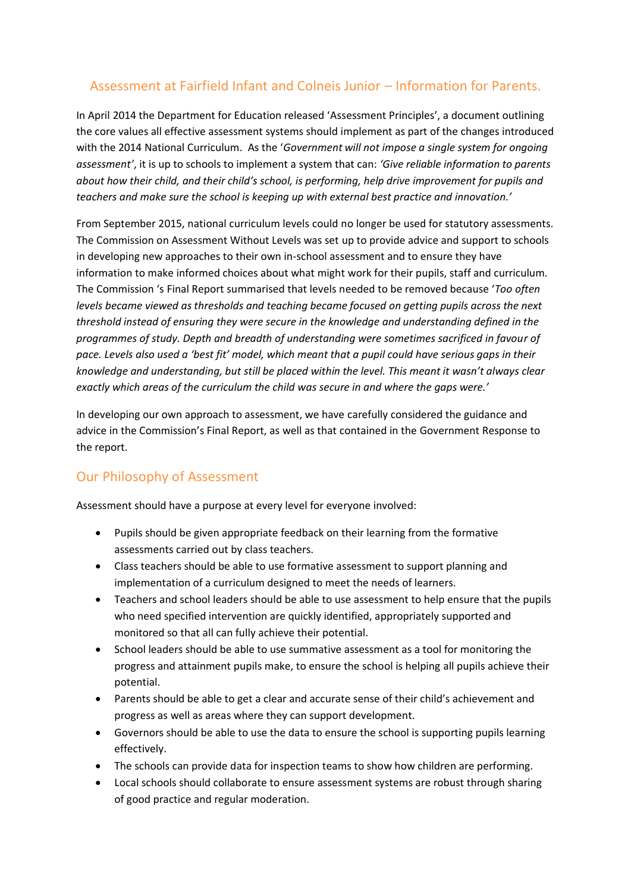# Assessment at Fairfield Infant and Colneis Junior – Information for Parents.

In April 2014 the Department for Education released 'Assessment Principles', a document outlining the core values all effective assessment systems should implement as part of the changes introduced with the 2014 National Curriculum. As the '*Government will not impose a single system for ongoing assessment'*, it is up to schools to implement a system that can: *'Give reliable information to parents about how their child, and their child's school, is performing, help drive improvement for pupils and teachers and make sure the school is keeping up with external best practice and innovation.'*

From September 2015, national curriculum levels could no longer be used for statutory assessments. The Commission on Assessment Without Levels was set up to provide advice and support to schools in developing new approaches to their own in-school assessment and to ensure they have information to make informed choices about what might work for their pupils, staff and curriculum. The Commission 's Final Report summarised that levels needed to be removed because '*Too often levels became viewed as thresholds and teaching became focused on getting pupils across the next threshold instead of ensuring they were secure in the knowledge and understanding defined in the programmes of study. Depth and breadth of understanding were sometimes sacrificed in favour of pace. Levels also used a 'best fit' model, which meant that a pupil could have serious gaps in their knowledge and understanding, but still be placed within the level. This meant it wasn't always clear exactly which areas of the curriculum the child was secure in and where the gaps were.'*

In developing our own approach to assessment, we have carefully considered the guidance and advice in the Commission's Final Report, as well as that contained in the Government Response to the report.

## Our Philosophy of Assessment

Assessment should have a purpose at every level for everyone involved:

- Pupils should be given appropriate feedback on their learning from the formative assessments carried out by class teachers.
- Class teachers should be able to use formative assessment to support planning and implementation of a curriculum designed to meet the needs of learners.
- Teachers and school leaders should be able to use assessment to help ensure that the pupils who need specified intervention are quickly identified, appropriately supported and monitored so that all can fully achieve their potential.
- School leaders should be able to use summative assessment as a tool for monitoring the progress and attainment pupils make, to ensure the school is helping all pupils achieve their potential.
- Parents should be able to get a clear and accurate sense of their child's achievement and progress as well as areas where they can support development.
- Governors should be able to use the data to ensure the school is supporting pupils learning effectively.
- The schools can provide data for inspection teams to show how children are performing.
- Local schools should collaborate to ensure assessment systems are robust through sharing of good practice and regular moderation.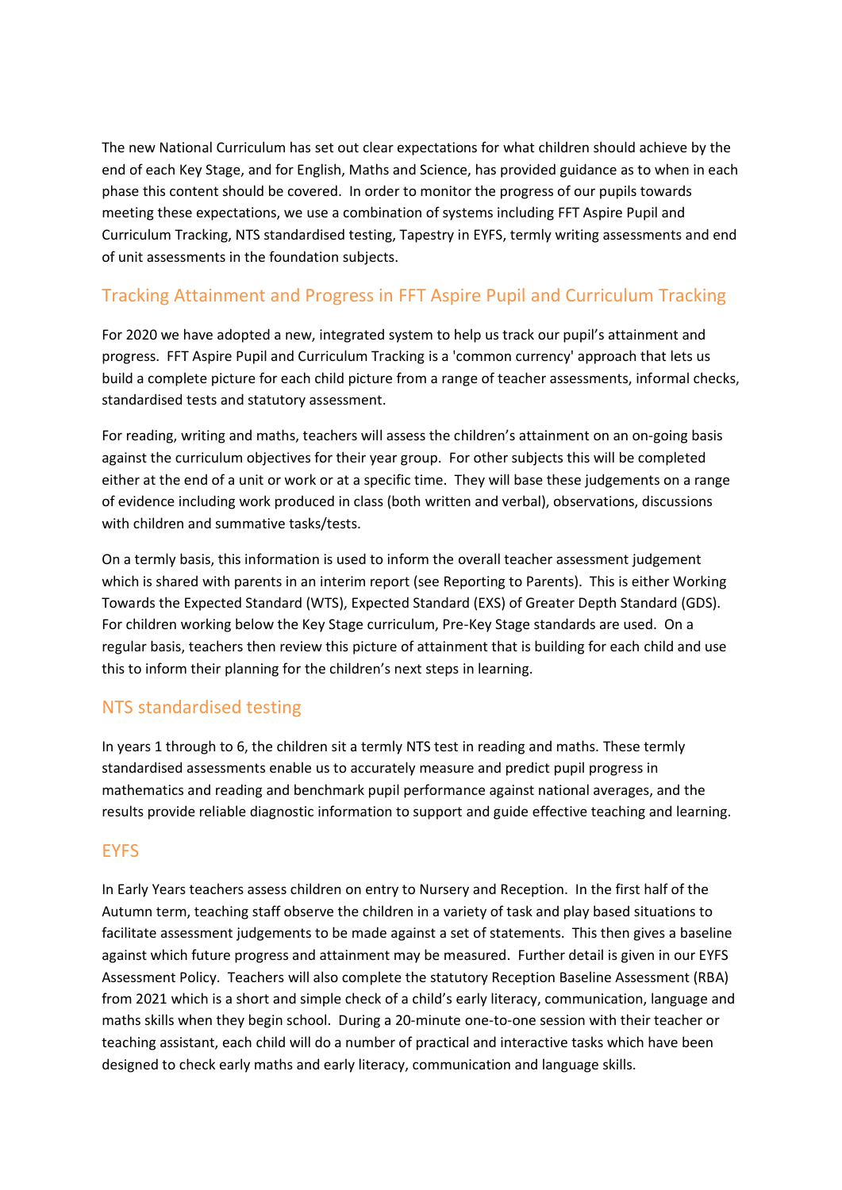The new National Curriculum has set out clear expectations for what children should achieve by the end of each Key Stage, and for English, Maths and Science, has provided guidance as to when in each phase this content should be covered. In order to monitor the progress of our pupils towards meeting these expectations, we use a combination of systems including FFT Aspire Pupil and Curriculum Tracking, NTS standardised testing, Tapestry in EYFS, termly writing assessments and end of unit assessments in the foundation subjects.

## Tracking Attainment and Progress in FFT Aspire Pupil and Curriculum Tracking

For 2020 we have adopted a new, integrated system to help us track our pupil's attainment and progress. FFT Aspire Pupil and Curriculum Tracking is a 'common currency' approach that lets us build a complete picture for each child picture from a range of teacher assessments, informal checks, standardised tests and statutory assessment.

For reading, writing and maths, teachers will assess the children's attainment on an on-going basis against the curriculum objectives for their year group. For other subjects this will be completed either at the end of a unit or work or at a specific time. They will base these judgements on a range of evidence including work produced in class (both written and verbal), observations, discussions with children and summative tasks/tests.

On a termly basis, this information is used to inform the overall teacher assessment judgement which is shared with parents in an interim report (see Reporting to Parents). This is either Working Towards the Expected Standard (WTS), Expected Standard (EXS) of Greater Depth Standard (GDS). For children working below the Key Stage curriculum, Pre-Key Stage standards are used. On a regular basis, teachers then review this picture of attainment that is building for each child and use this to inform their planning for the children's next steps in learning.

## NTS standardised testing

In years 1 through to 6, the children sit a termly NTS test in reading and maths. These termly standardised assessments enable us to accurately measure and predict pupil progress in mathematics and reading and benchmark pupil performance against national averages, and the results provide reliable diagnostic information to support and guide effective teaching and learning.

## EYFS

In Early Years teachers assess children on entry to Nursery and Reception. In the first half of the Autumn term, teaching staff observe the children in a variety of task and play based situations to facilitate assessment judgements to be made against a set of statements. This then gives a baseline against which future progress and attainment may be measured. Further detail is given in our EYFS Assessment Policy. Teachers will also complete the statutory Reception Baseline Assessment (RBA) from 2021 which is a short and simple check of a child's early literacy, communication, language and maths skills when they begin school. During a 20-minute one-to-one session with their teacher or teaching assistant, each child will do a number of practical and interactive tasks which have been designed to check early maths and early literacy, communication and language skills.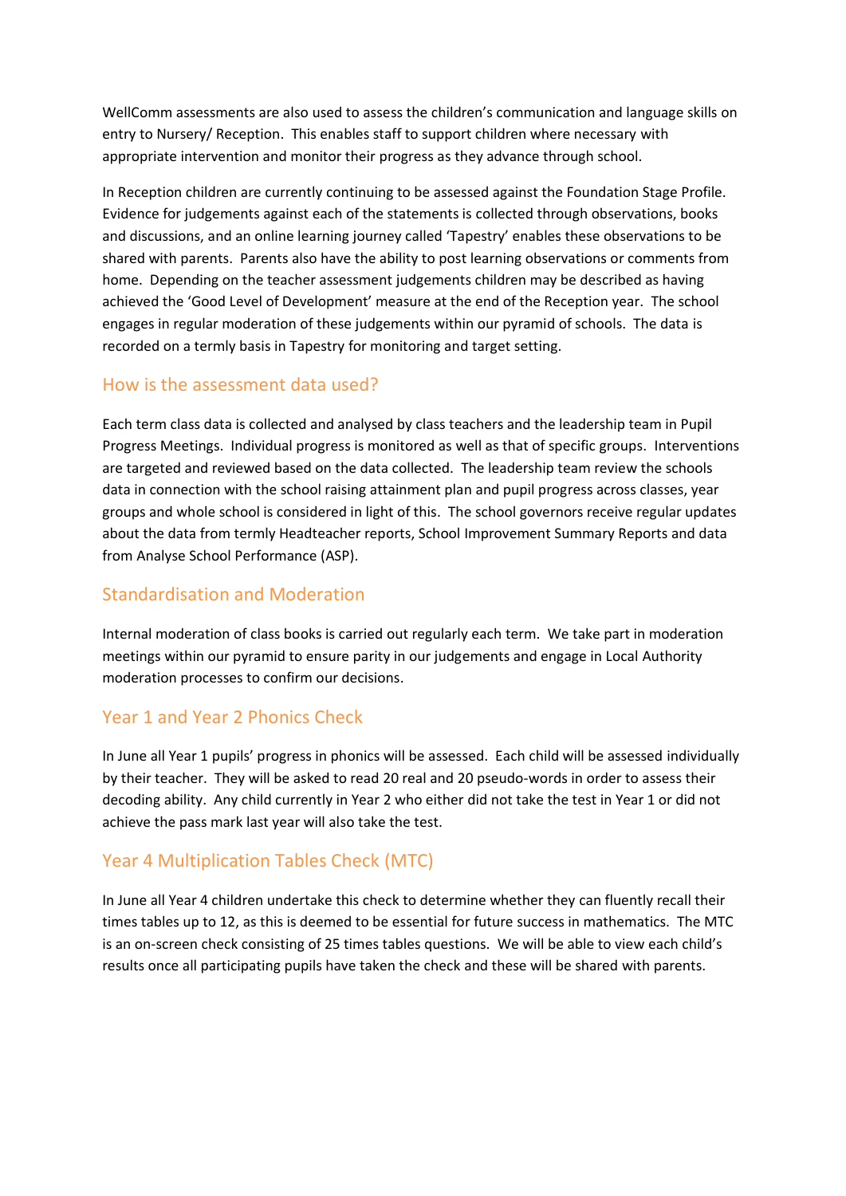WellComm assessments are also used to assess the children's communication and language skills on entry to Nursery/ Reception. This enables staff to support children where necessary with appropriate intervention and monitor their progress as they advance through school.

In Reception children are currently continuing to be assessed against the Foundation Stage Profile. Evidence for judgements against each of the statements is collected through observations, books and discussions, and an online learning journey called 'Tapestry' enables these observations to be shared with parents. Parents also have the ability to post learning observations or comments from home. Depending on the teacher assessment judgements children may be described as having achieved the 'Good Level of Development' measure at the end of the Reception year. The school engages in regular moderation of these judgements within our pyramid of schools. The data is recorded on a termly basis in Tapestry for monitoring and target setting.

## How is the assessment data used?

Each term class data is collected and analysed by class teachers and the leadership team in Pupil Progress Meetings. Individual progress is monitored as well as that of specific groups. Interventions are targeted and reviewed based on the data collected. The leadership team review the schools data in connection with the school raising attainment plan and pupil progress across classes, year groups and whole school is considered in light of this. The school governors receive regular updates about the data from termly Headteacher reports, School Improvement Summary Reports and data from Analyse School Performance (ASP).

## Standardisation and Moderation

Internal moderation of class books is carried out regularly each term. We take part in moderation meetings within our pyramid to ensure parity in our judgements and engage in Local Authority moderation processes to confirm our decisions.

## Year 1 and Year 2 Phonics Check

In June all Year 1 pupils' progress in phonics will be assessed. Each child will be assessed individually by their teacher. They will be asked to read 20 real and 20 pseudo-words in order to assess their decoding ability. Any child currently in Year 2 who either did not take the test in Year 1 or did not achieve the pass mark last year will also take the test.

## Year 4 Multiplication Tables Check (MTC)

In June all Year 4 children undertake this check to determine whether they can fluently recall their times tables up to 12, as this is deemed to be essential for future success in mathematics. The MTC is an on-screen check consisting of 25 times tables questions. We will be able to view each child's results once all participating pupils have taken the check and these will be shared with parents.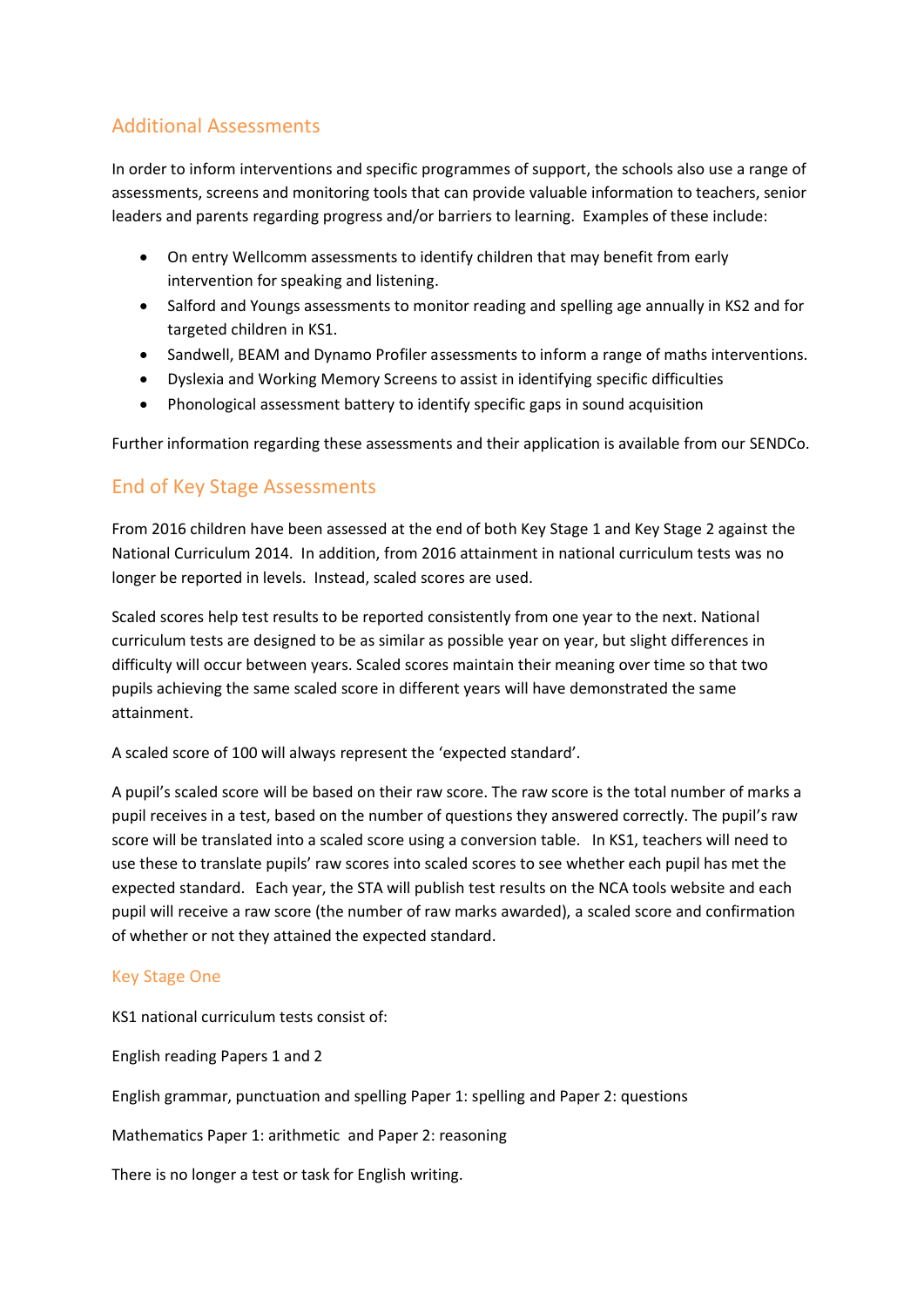## Additional Assessments

In order to inform interventions and specific programmes of support, the schools also use a range of assessments, screens and monitoring tools that can provide valuable information to teachers, senior leaders and parents regarding progress and/or barriers to learning. Examples of these include:

- On entry Wellcomm assessments to identify children that may benefit from early intervention for speaking and listening.
- Salford and Youngs assessments to monitor reading and spelling age annually in KS2 and for targeted children in KS1.
- Sandwell, BEAM and Dynamo Profiler assessments to inform a range of maths interventions.
- Dyslexia and Working Memory Screens to assist in identifying specific difficulties
- Phonological assessment battery to identify specific gaps in sound acquisition

Further information regarding these assessments and their application is available from our SENDCo.

## End of Key Stage Assessments

From 2016 children have been assessed at the end of both Key Stage 1 and Key Stage 2 against the National Curriculum 2014. In addition, from 2016 attainment in national curriculum tests was no longer be reported in levels. Instead, scaled scores are used.

Scaled scores help test results to be reported consistently from one year to the next. National curriculum tests are designed to be as similar as possible year on year, but slight differences in difficulty will occur between years. Scaled scores maintain their meaning over time so that two pupils achieving the same scaled score in different years will have demonstrated the same attainment.

A scaled score of 100 will always represent the 'expected standard'.

A pupil's scaled score will be based on their raw score. The raw score is the total number of marks a pupil receives in a test, based on the number of questions they answered correctly. The pupil's raw score will be translated into a scaled score using a conversion table. In KS1, teachers will need to use these to translate pupils' raw scores into scaled scores to see whether each pupil has met the expected standard. Each year, the STA will publish test results on the NCA tools website and each pupil will receive a raw score (the number of raw marks awarded), a scaled score and confirmation of whether or not they attained the expected standard.

### Key Stage One

KS1 national curriculum tests consist of:

English reading Papers 1 and 2

English grammar, punctuation and spelling Paper 1: spelling and Paper 2: questions

Mathematics Paper 1: arithmetic and Paper 2: reasoning

There is no longer a test or task for English writing.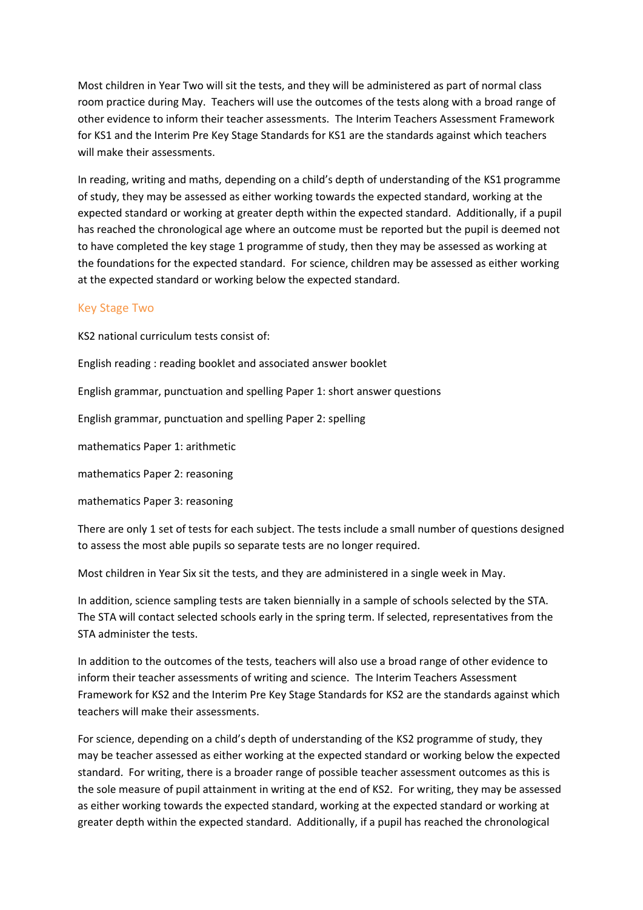Most children in Year Two will sit the tests, and they will be administered as part of normal class room practice during May. Teachers will use the outcomes of the tests along with a broad range of other evidence to inform their teacher assessments. The Interim Teachers Assessment Framework for KS1 and the Interim Pre Key Stage Standards for KS1 are the standards against which teachers will make their assessments.

In reading, writing and maths, depending on a child's depth of understanding of the KS1 programme of study, they may be assessed as either working towards the expected standard, working at the expected standard or working at greater depth within the expected standard. Additionally, if a pupil has reached the chronological age where an outcome must be reported but the pupil is deemed not to have completed the key stage 1 programme of study, then they may be assessed as working at the foundations for the expected standard. For science, children may be assessed as either working at the expected standard or working below the expected standard.

## Key Stage Two

KS2 national curriculum tests consist of:

English reading : reading booklet and associated answer booklet

English grammar, punctuation and spelling Paper 1: short answer questions

English grammar, punctuation and spelling Paper 2: spelling

mathematics Paper 1: arithmetic

mathematics Paper 2: reasoning

mathematics Paper 3: reasoning

There are only 1 set of tests for each subject. The tests include a small number of questions designed to assess the most able pupils so separate tests are no longer required.

Most children in Year Six sit the tests, and they are administered in a single week in May.

In addition, science sampling tests are taken biennially in a sample of schools selected by the STA. The STA will contact selected schools early in the spring term. If selected, representatives from the STA administer the tests.

In addition to the outcomes of the tests, teachers will also use a broad range of other evidence to inform their teacher assessments of writing and science. The Interim Teachers Assessment Framework for KS2 and the Interim Pre Key Stage Standards for KS2 are the standards against which teachers will make their assessments.

For science, depending on a child's depth of understanding of the KS2 programme of study, they may be teacher assessed as either working at the expected standard or working below the expected standard. For writing, there is a broader range of possible teacher assessment outcomes as this is the sole measure of pupil attainment in writing at the end of KS2. For writing, they may be assessed as either working towards the expected standard, working at the expected standard or working at greater depth within the expected standard. Additionally, if a pupil has reached the chronological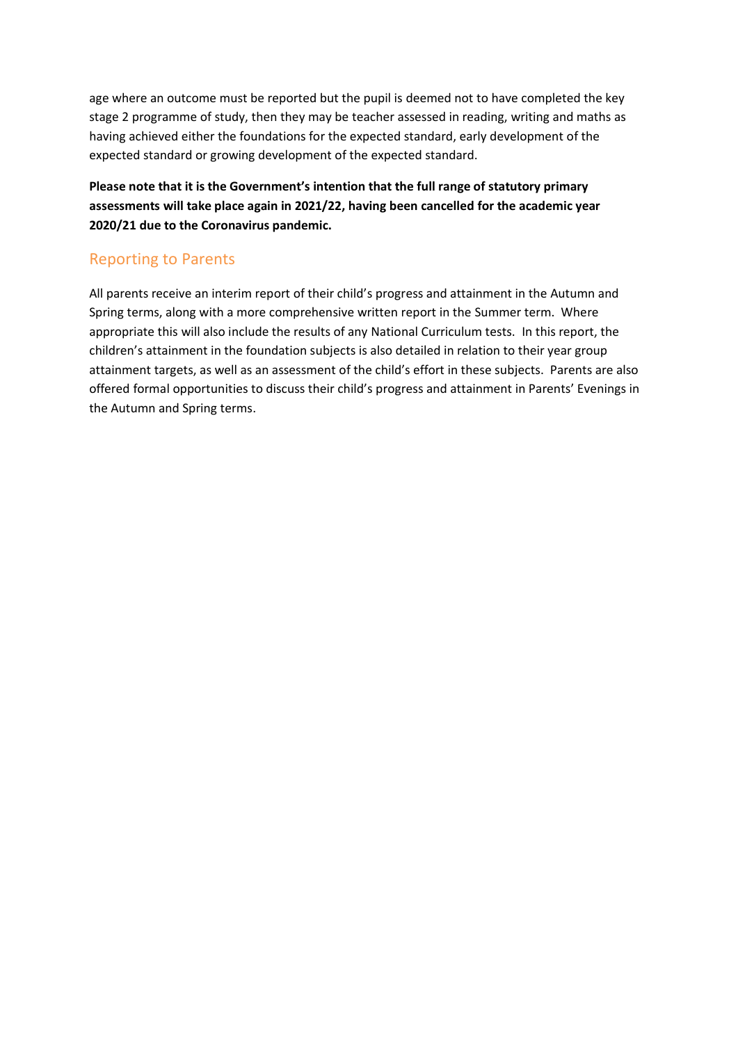age where an outcome must be reported but the pupil is deemed not to have completed the key stage 2 programme of study, then they may be teacher assessed in reading, writing and maths as having achieved either the foundations for the expected standard, early development of the expected standard or growing development of the expected standard.

**Please note that it is the Government's intention that the full range of statutory primary assessments will take place again in 2021/22, having been cancelled for the academic year 2020/21 due to the Coronavirus pandemic.**

## Reporting to Parents

All parents receive an interim report of their child's progress and attainment in the Autumn and Spring terms, along with a more comprehensive written report in the Summer term. Where appropriate this will also include the results of any National Curriculum tests. In this report, the children's attainment in the foundation subjects is also detailed in relation to their year group attainment targets, as well as an assessment of the child's effort in these subjects. Parents are also offered formal opportunities to discuss their child's progress and attainment in Parents' Evenings in the Autumn and Spring terms.